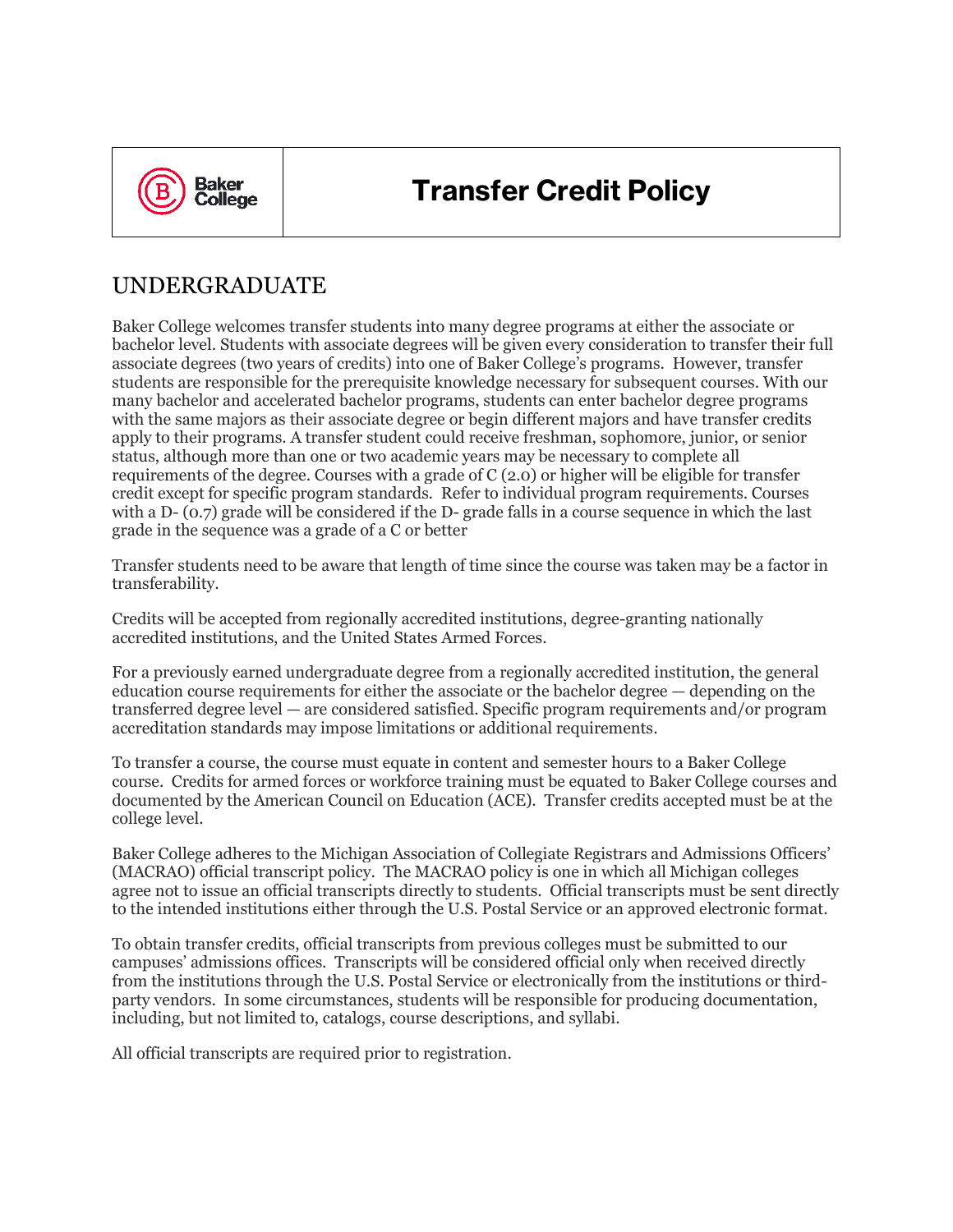# Transfer Credit Policy

## UNDERGRADUATE

Baker College welcomes transfer students into many degree programs at either the associate or bachelor level. Students with associate degrees will be given every consideration to transfer their full associate degrees (two years of credits) into one of Baker College's programs. However, transfer students are responsible for the prerequisite knowledge necessary for subsequent courses. With our many bachelor and accelerated bachelor programs, students can enter bachelor degree programs with the same majors as their associate degree or begin different majors and have transfer credits apply to their programs. A transfer student could receive freshman, sophomore, junior, or senior status, although more than one or two academic years may be necessary to complete all requirements of the degree. Courses with a grade of C (2.0) or higher will be eligible for transfer credit except for specific program standards. Refer to individual program requirements. Courses with a D- (0.7) grade will be considered if the D- grade falls in a course sequence in which the last grade in the sequence was a grade of a C or better

Transfer students need to be aware that length of time since the course was taken may be a factor in transferability.

Credits will be accepted from regionally accredited institutions, degree-granting nationally accredited institutions, and the United States Armed Forces.

For a previously earned undergraduate degree from a regionally accredited institution, the general education course requirements for either the associate or the bachelor degree — depending on the transferred degree level — are considered satisfied. Specific program requirements and/or program accreditation standards may impose limitations or additional requirements.

To transfer a course, the course must equate in content and semester hours to a Baker College course. Credits for armed forces or workforce training must be equated to Baker College courses and documented by the American Council on Education (ACE). Transfer credits accepted must be at the college level.

Baker College adheres to the Michigan Association of Collegiate Registrars and Admissions Officers' (MACRAO) official transcript policy. The MACRAO policy is one in which all Michigan colleges agree not to issue an official transcripts directly to students. Official transcripts must be sent directly to the intended institutions either through the U.S. Postal Service or an approved electronic format.

To obtain transfer credits, official transcripts from previous colleges must be submitted to our campuses' admissions offices. Transcripts will be considered official only when received directly from the institutions through the U.S. Postal Service or electronically from the institutions or third-party vendors. In some circumstances, students will be responsible for producing documentation, including, but not limited to, catalogs, course descriptions, and syllabi.

All official transcripts are required prior to registration.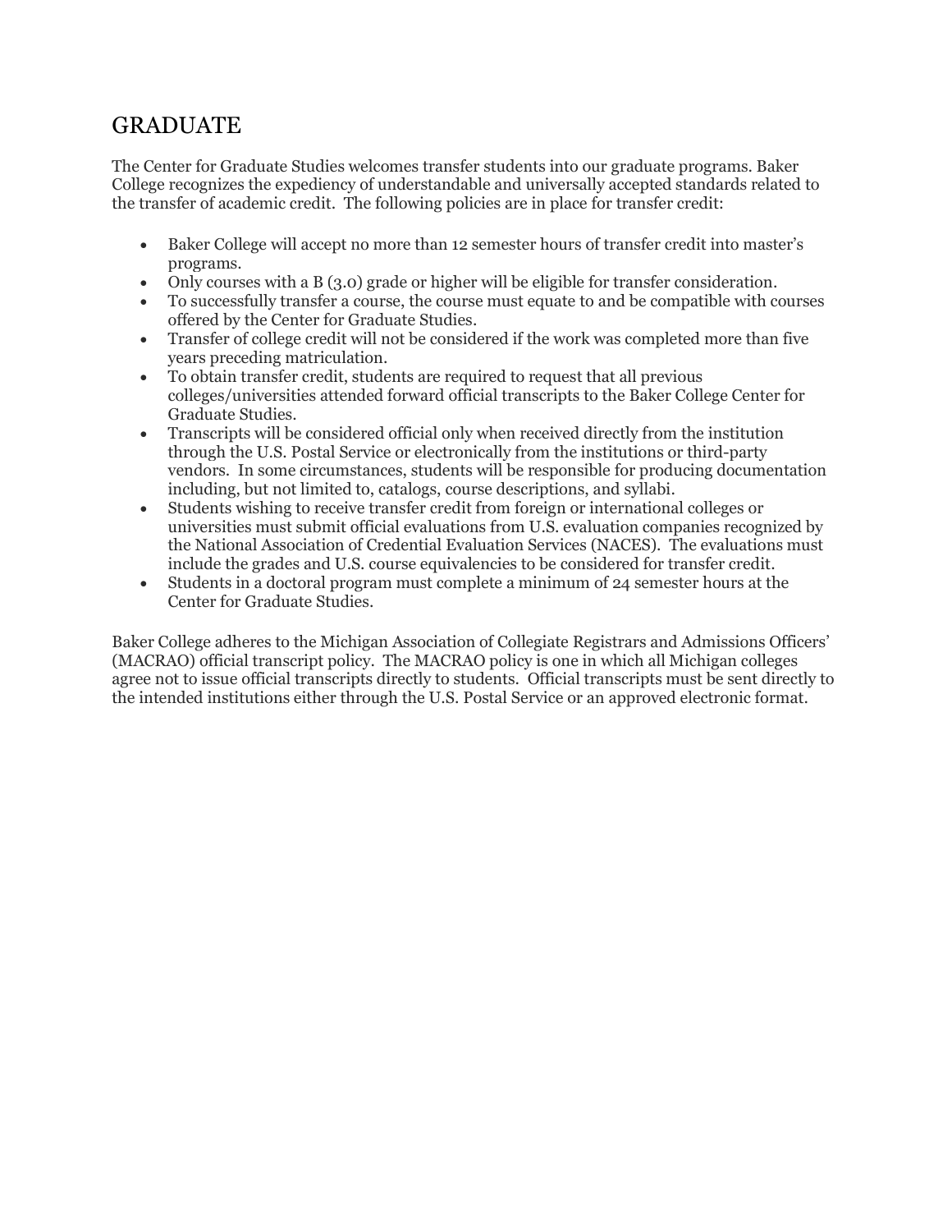# GRADUATE

The Center for Graduate Studies welcomes transfer students into our graduate programs. Baker College recognizes the expediency of understandable and universally accepted standards related to the transfer of academic credit. The following policies are in place for transfer credit:

- Baker College will accept no more than 12 semester hours of transfer credit into master's programs.
- Only courses with a B (3.0) grade or higher will be eligible for transfer consideration.
- To successfully transfer a course, the course must equate to and be compatible with courses offered by the Center for Graduate Studies.
- Transfer of college credit will not be considered if the work was completed more than five years preceding matriculation.
- To obtain transfer credit, students are required to request that all previous colleges/universities attended forward official transcripts to the Baker College Center for Graduate Studies.
- Transcripts will be considered official only when received directly from the institution through the U.S. Postal Service or electronically from the institutions or third-party vendors. In some circumstances, students will be responsible for producing documentation including, but not limited to, catalogs, course descriptions, and syllabi.
- Students wishing to receive transfer credit from foreign or international colleges or universities must submit official evaluations from U.S. evaluation companies recognized by the National Association of Credential Evaluation Services (NACES). The evaluations must include the grades and U.S. course equivalencies to be considered for transfer credit.
- Students in a doctoral program must complete a minimum of 24 semester hours at the Center for Graduate Studies.

Baker College adheres to the Michigan Association of Collegiate Registrars and Admissions Officers' (MACRAO) official transcript policy. The MACRAO policy is one in which all Michigan colleges agree not to issue official transcripts directly to students. Official transcripts must be sent directly to the intended institutions either through the U.S. Postal Service or an approved electronic format.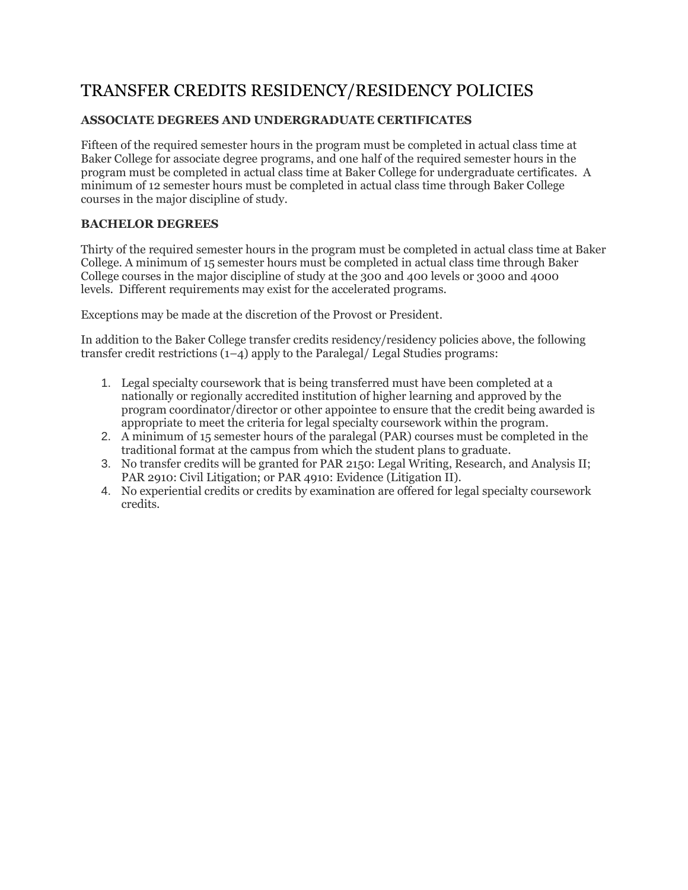# TRANSFER CREDITS RESIDENCY/RESIDENCY POLICIES

### ASSOCIATE DEGREES AND UNDERGRADUATE CERTIFICATES

Fifteen of the required semester hours in the program must be completed in actual class time at Baker College for associate degree programs, and one half of the required semester hours in the program must be completed in actual class time at Baker College for undergraduate certificates. A minimum of 12 semester hours must be completed in actual class time through Baker College courses in the major discipline of study.

### BACHELOR DEGREES

Thirty of the required semester hours in the program must be completed in actual class time at Baker College. A minimum of 15 semester hours must be completed in actual class time through Baker College courses in the major discipline of study at the 300 and 400 levels or 3000 and 4000 levels. Different requirements may exist for the accelerated programs.

Exceptions may be made at the discretion of the Provost or President.

In addition to the Baker College transfer credits residency/residency policies above, the following transfer credit restrictions (1–4) apply to the Paralegal/ Legal Studies programs:

1. Legal specialty coursework that is being transferred must have been completed at a nationally or regionally accredited institution of higher learning and approved by the program coordinator/director or other appointee to ensure that the credit being awarded is appropriate to meet the criteria for legal specialty coursework within the program.
2. A minimum of 15 semester hours of the paralegal (PAR) courses must be completed in the traditional format at the campus from which the student plans to graduate.
3. No transfer credits will be granted for PAR 2150: Legal Writing, Research, and Analysis II; PAR 2910: Civil Litigation; or PAR 4910: Evidence (Litigation II).
4. No experiential credits or credits by examination are offered for legal specialty coursework credits.